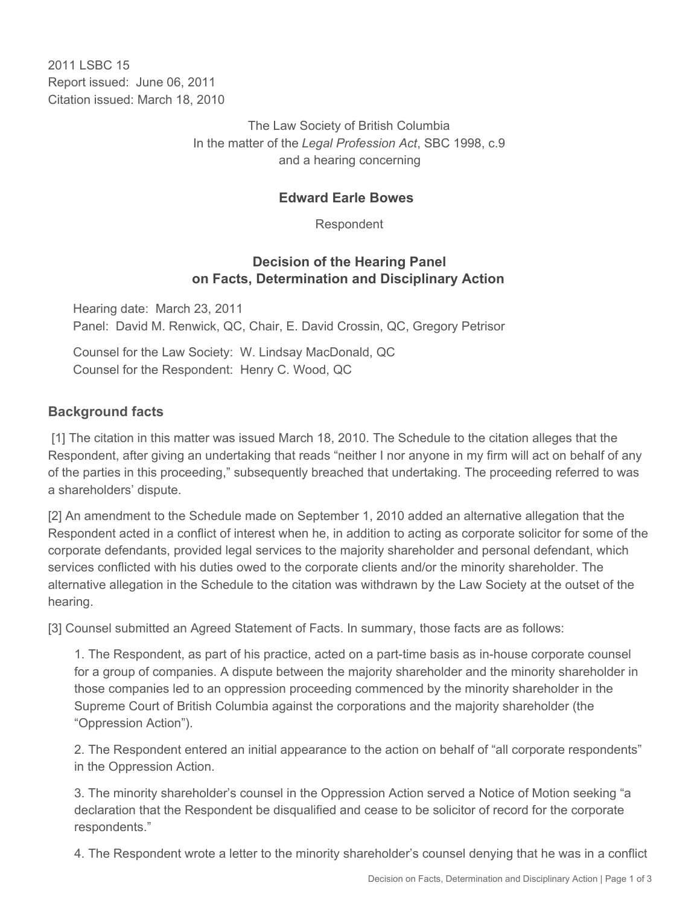2011 LSBC 15
Report issued: June 06, 2011
Citation issued: March 18, 2010

The Law Society of British Columbia
In the matter of the *Legal Profession Act*, SBC 1998, c.9
and a hearing concerning

**Edward Earle Bowes**

Respondent

## Decision of the Hearing Panel on Facts, Determination and Disciplinary Action

Hearing date: March 23, 2011
Panel: David M. Renwick, QC, Chair, E. David Crossin, QC, Gregory Petrisor

Counsel for the Law Society: W. Lindsay MacDonald, QC
Counsel for the Respondent: Henry C. Wood, QC

### Background facts

[1] The citation in this matter was issued March 18, 2010. The Schedule to the citation alleges that the Respondent, after giving an undertaking that reads "neither I nor anyone in my firm will act on behalf of any of the parties in this proceeding," subsequently breached that undertaking. The proceeding referred to was a shareholders' dispute.

[2] An amendment to the Schedule made on September 1, 2010 added an alternative allegation that the Respondent acted in a conflict of interest when he, in addition to acting as corporate solicitor for some of the corporate defendants, provided legal services to the majority shareholder and personal defendant, which services conflicted with his duties owed to the corporate clients and/or the minority shareholder. The alternative allegation in the Schedule to the citation was withdrawn by the Law Society at the outset of the hearing.

[3] Counsel submitted an Agreed Statement of Facts. In summary, those facts are as follows:

1. The Respondent, as part of his practice, acted on a part-time basis as in-house corporate counsel for a group of companies. A dispute between the majority shareholder and the minority shareholder in those companies led to an oppression proceeding commenced by the minority shareholder in the Supreme Court of British Columbia against the corporations and the majority shareholder (the "Oppression Action").

2. The Respondent entered an initial appearance to the action on behalf of "all corporate respondents" in the Oppression Action.

3. The minority shareholder's counsel in the Oppression Action served a Notice of Motion seeking "a declaration that the Respondent be disqualified and cease to be solicitor of record for the corporate respondents."

4. The Respondent wrote a letter to the minority shareholder's counsel denying that he was in a conflict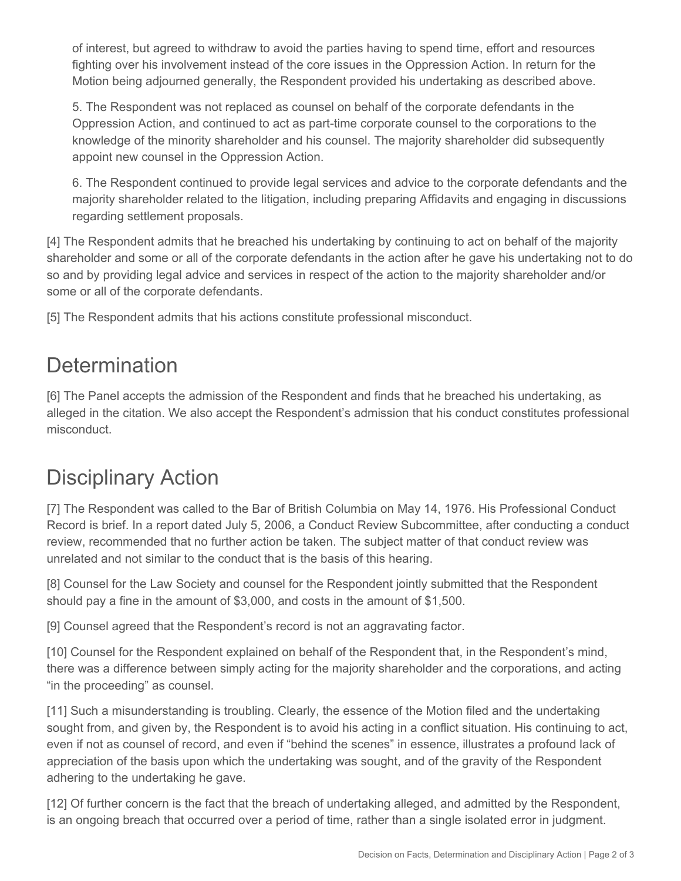of interest, but agreed to withdraw to avoid the parties having to spend time, effort and resources fighting over his involvement instead of the core issues in the Oppression Action. In return for the Motion being adjourned generally, the Respondent provided his undertaking as described above.

5. The Respondent was not replaced as counsel on behalf of the corporate defendants in the Oppression Action, and continued to act as part-time corporate counsel to the corporations to the knowledge of the minority shareholder and his counsel. The majority shareholder did subsequently appoint new counsel in the Oppression Action.

6. The Respondent continued to provide legal services and advice to the corporate defendants and the majority shareholder related to the litigation, including preparing Affidavits and engaging in discussions regarding settlement proposals.

[4] The Respondent admits that he breached his undertaking by continuing to act on behalf of the majority shareholder and some or all of the corporate defendants in the action after he gave his undertaking not to do so and by providing legal advice and services in respect of the action to the majority shareholder and/or some or all of the corporate defendants.

[5] The Respondent admits that his actions constitute professional misconduct.

## Determination

[6] The Panel accepts the admission of the Respondent and finds that he breached his undertaking, as alleged in the citation. We also accept the Respondent's admission that his conduct constitutes professional misconduct.

## Disciplinary Action

[7] The Respondent was called to the Bar of British Columbia on May 14, 1976. His Professional Conduct Record is brief. In a report dated July 5, 2006, a Conduct Review Subcommittee, after conducting a conduct review, recommended that no further action be taken. The subject matter of that conduct review was unrelated and not similar to the conduct that is the basis of this hearing.

[8] Counsel for the Law Society and counsel for the Respondent jointly submitted that the Respondent should pay a fine in the amount of $3,000, and costs in the amount of $1,500.

[9] Counsel agreed that the Respondent's record is not an aggravating factor.

[10] Counsel for the Respondent explained on behalf of the Respondent that, in the Respondent's mind, there was a difference between simply acting for the majority shareholder and the corporations, and acting "in the proceeding" as counsel.

[11] Such a misunderstanding is troubling. Clearly, the essence of the Motion filed and the undertaking sought from, and given by, the Respondent is to avoid his acting in a conflict situation. His continuing to act, even if not as counsel of record, and even if "behind the scenes" in essence, illustrates a profound lack of appreciation of the basis upon which the undertaking was sought, and of the gravity of the Respondent adhering to the undertaking he gave.

[12] Of further concern is the fact that the breach of undertaking alleged, and admitted by the Respondent, is an ongoing breach that occurred over a period of time, rather than a single isolated error in judgment.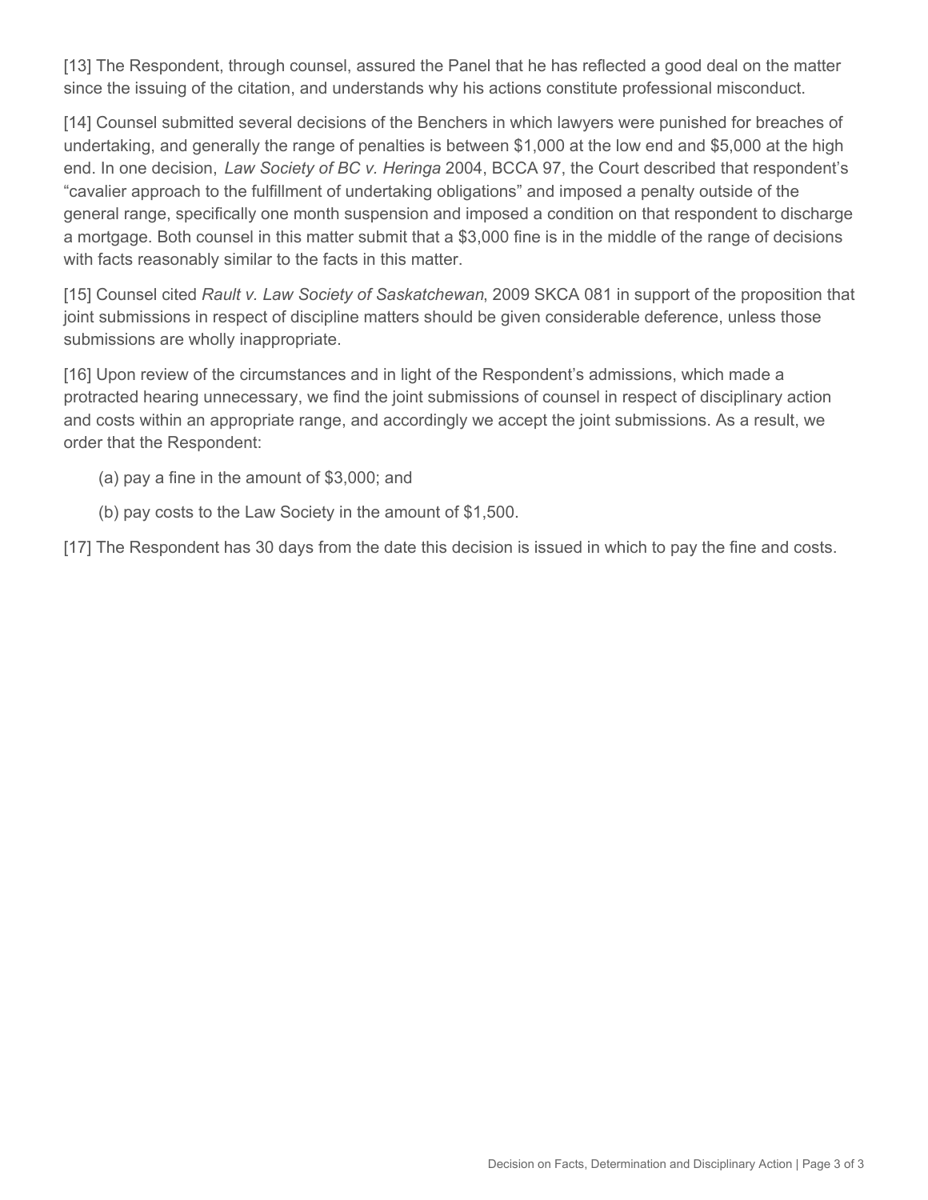[13] The Respondent, through counsel, assured the Panel that he has reflected a good deal on the matter since the issuing of the citation, and understands why his actions constitute professional misconduct.

[14] Counsel submitted several decisions of the Benchers in which lawyers were punished for breaches of undertaking, and generally the range of penalties is between $1,000 at the low end and $5,000 at the high end. In one decision, *Law Society of BC v. Heringa* 2004, BCCA 97, the Court described that respondent's "cavalier approach to the fulfillment of undertaking obligations" and imposed a penalty outside of the general range, specifically one month suspension and imposed a condition on that respondent to discharge a mortgage. Both counsel in this matter submit that a $3,000 fine is in the middle of the range of decisions with facts reasonably similar to the facts in this matter.

[15] Counsel cited *Rault v. Law Society of Saskatchewan*, 2009 SKCA 081 in support of the proposition that joint submissions in respect of discipline matters should be given considerable deference, unless those submissions are wholly inappropriate.

[16] Upon review of the circumstances and in light of the Respondent's admissions, which made a protracted hearing unnecessary, we find the joint submissions of counsel in respect of disciplinary action and costs within an appropriate range, and accordingly we accept the joint submissions. As a result, we order that the Respondent:

(a) pay a fine in the amount of $3,000; and

(b) pay costs to the Law Society in the amount of $1,500.

[17] The Respondent has 30 days from the date this decision is issued in which to pay the fine and costs.